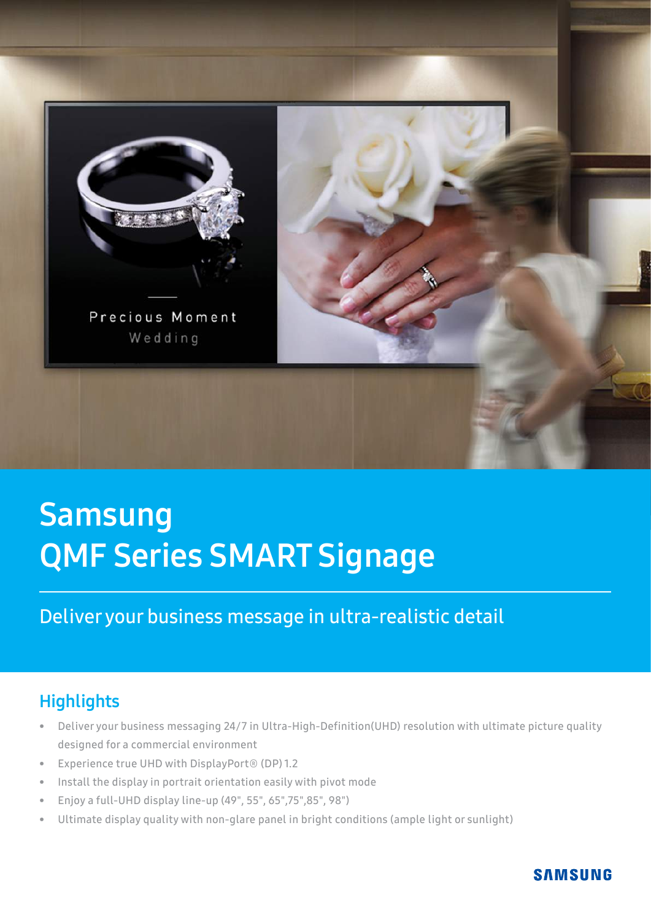# Samsung QMF Series SMART Signage

## Deliver your business message in ultra-realistic detail

### Highlights

- Deliver your business messaging 24/7 in Ultra-High-Definition(UHD) resolution with ultimate picture quality designed for a commercial environment
- Experience true UHD with DisplayPort® (DP) 1.2
- Install the display in portrait orientation easily with pivot mode
- Enjoy a full-UHD display line-up (49", 55", 65",75",85", 98")
- Ultimate display quality with non-glare panel in bright conditions (ample light or sunlight)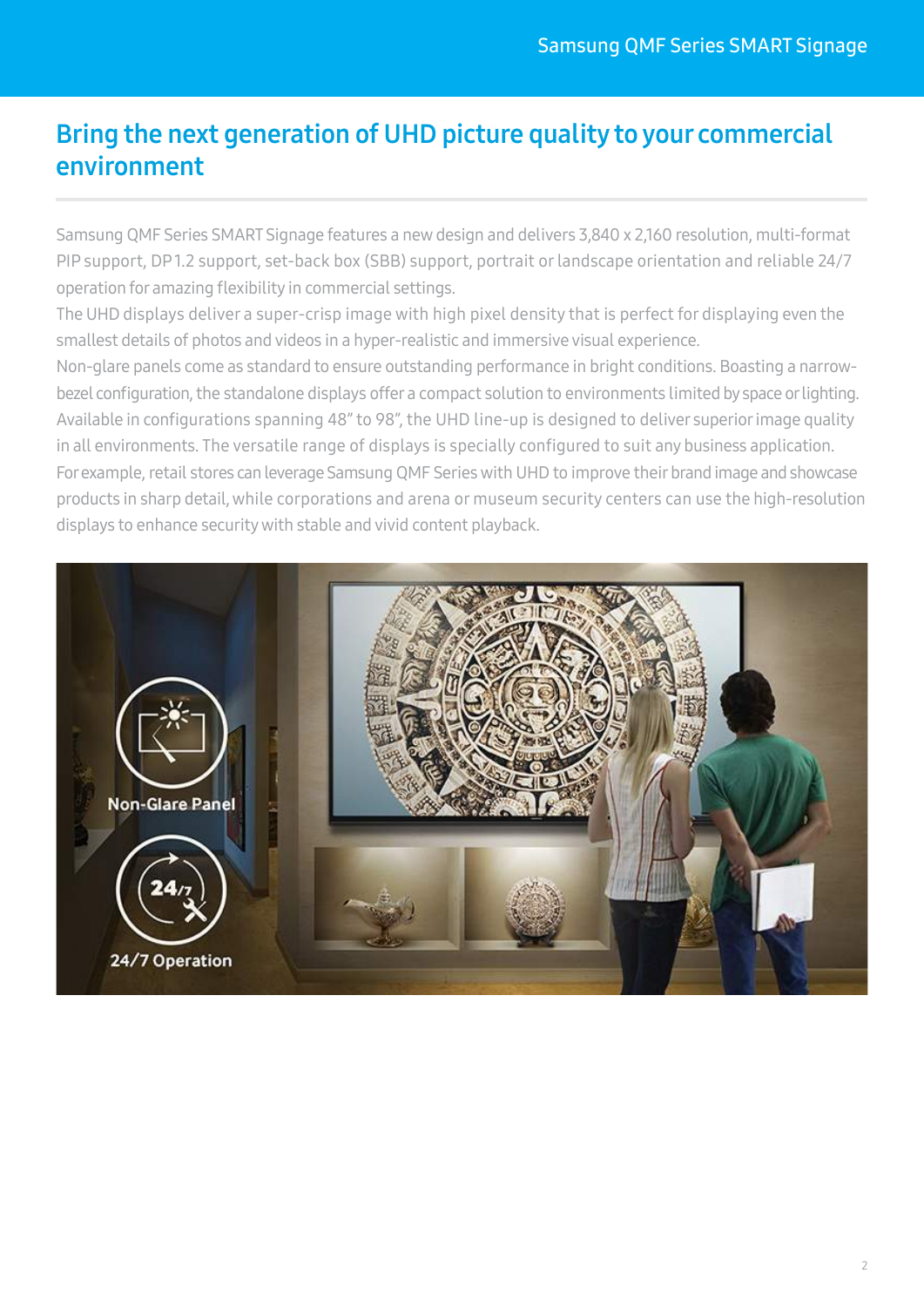# Bring the next generation of UHD picture quality to your commercial environment

Samsung QMF Series SMART Signage features a new design and delivers 3,840 x 2,160 resolution, multi-format PIP support, DP1.2 support, set-back box (SBB) support, portrait or landscape orientation and reliable 24/7 operation for amazing flexibility in commercial settings.

The UHD displays deliver a super-crisp image with high pixel density that is perfect for displaying even the smallest details of photos and videos in a hyper-realistic and immersive visual experience.

Non-glare panels come as standard to ensure outstanding performance in bright conditions. Boasting a narrow-bezel configuration, the standalone displays offer a compact solution to environments limited by space or lighting. Available in configurations spanning 48" to 98", the UHD line-up is designed to deliver superior image quality in all environments. The versatile range of displays is specially configured to suit any business application.

For example, retail stores can leverage Samsung QMF Series with UHD to improve their brand image and showcase products in sharp detail, while corporations and arena or museum security centers can use the high-resolution displays to enhance security with stable and vivid content playback.

Non-Glare Panel

24/7 Operation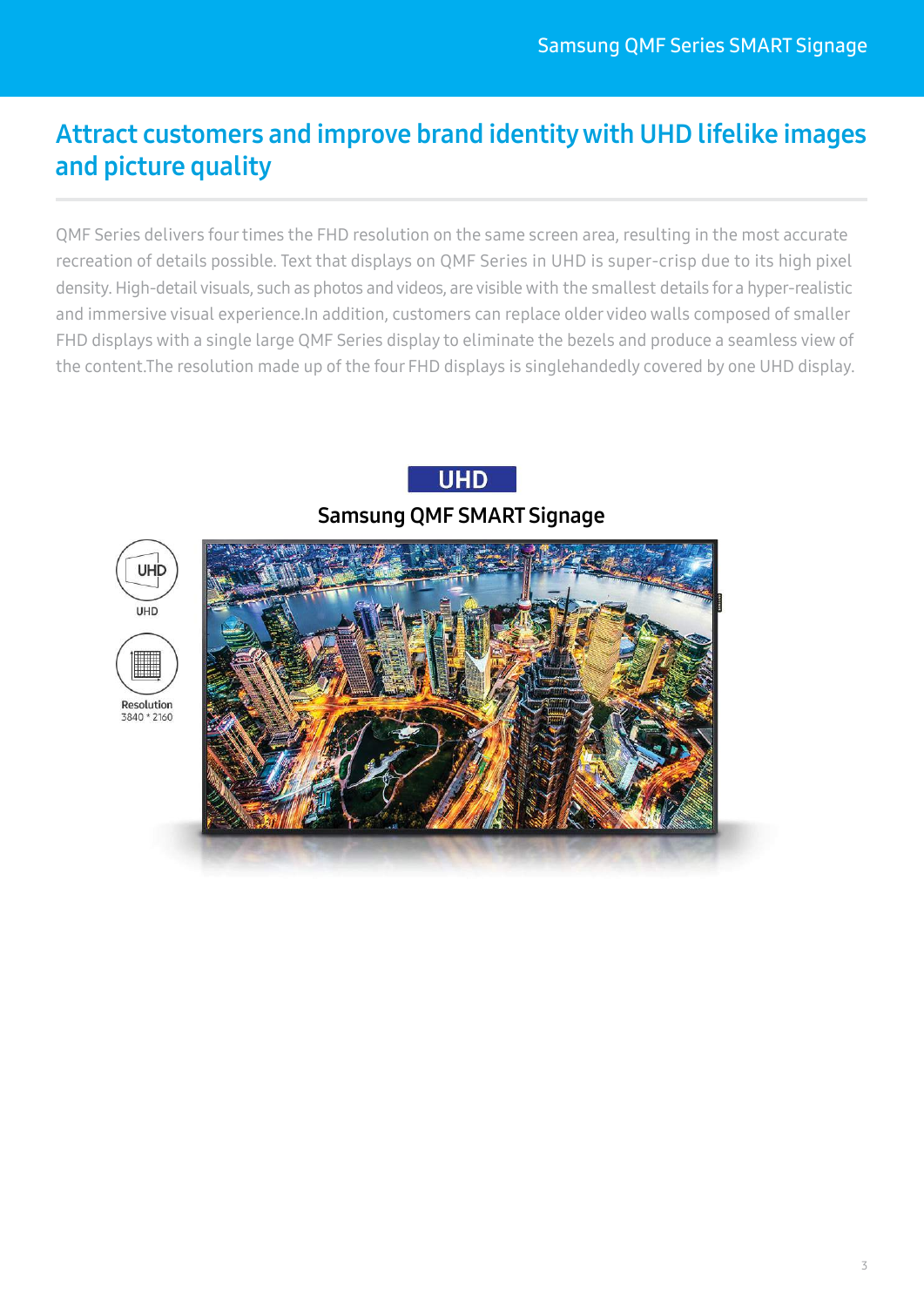## Attract customers and improve brand identity with UHD lifelike images and picture quality

QMF Series delivers four times the FHD resolution on the same screen area, resulting in the most accurate recreation of details possible. Text that displays on QMF Series in UHD is super-crisp due to its high pixel density. High-detail visuals, such as photos and videos, are visible with the smallest details for a hyper-realistic and immersive visual experience.In addition, customers can replace older video walls composed of smaller FHD displays with a single large QMF Series display to eliminate the bezels and produce a seamless view of the content.The resolution made up of the four FHD displays is singlehandedly covered by one UHD display.

UHD

Samsung QMF SMART Signage

UHD

Resolution
3840 * 2160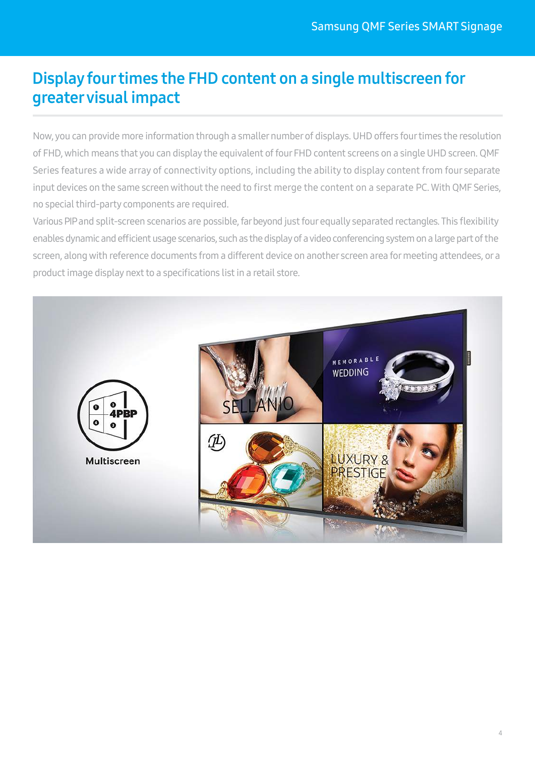# Display four times the FHD content on a single multiscreen for greater visual impact

Now, you can provide more information through a smaller number of displays. UHD offers four times the resolution of FHD, which means that you can display the equivalent of four FHD content screens on a single UHD screen. QMF Series features a wide array of connectivity options, including the ability to display content from four separate input devices on the same screen without the need to first merge the content on a separate PC. With QMF Series, no special third-party components are required.

Various PIP and split-screen scenarios are possible, far beyond just four equally separated rectangles. This flexibility enables dynamic and efficient usage scenarios, such as the display of a video conferencing system on a large part of the screen, along with reference documents from a different device on another screen area for meeting attendees, or a product image display next to a specifications list in a retail store.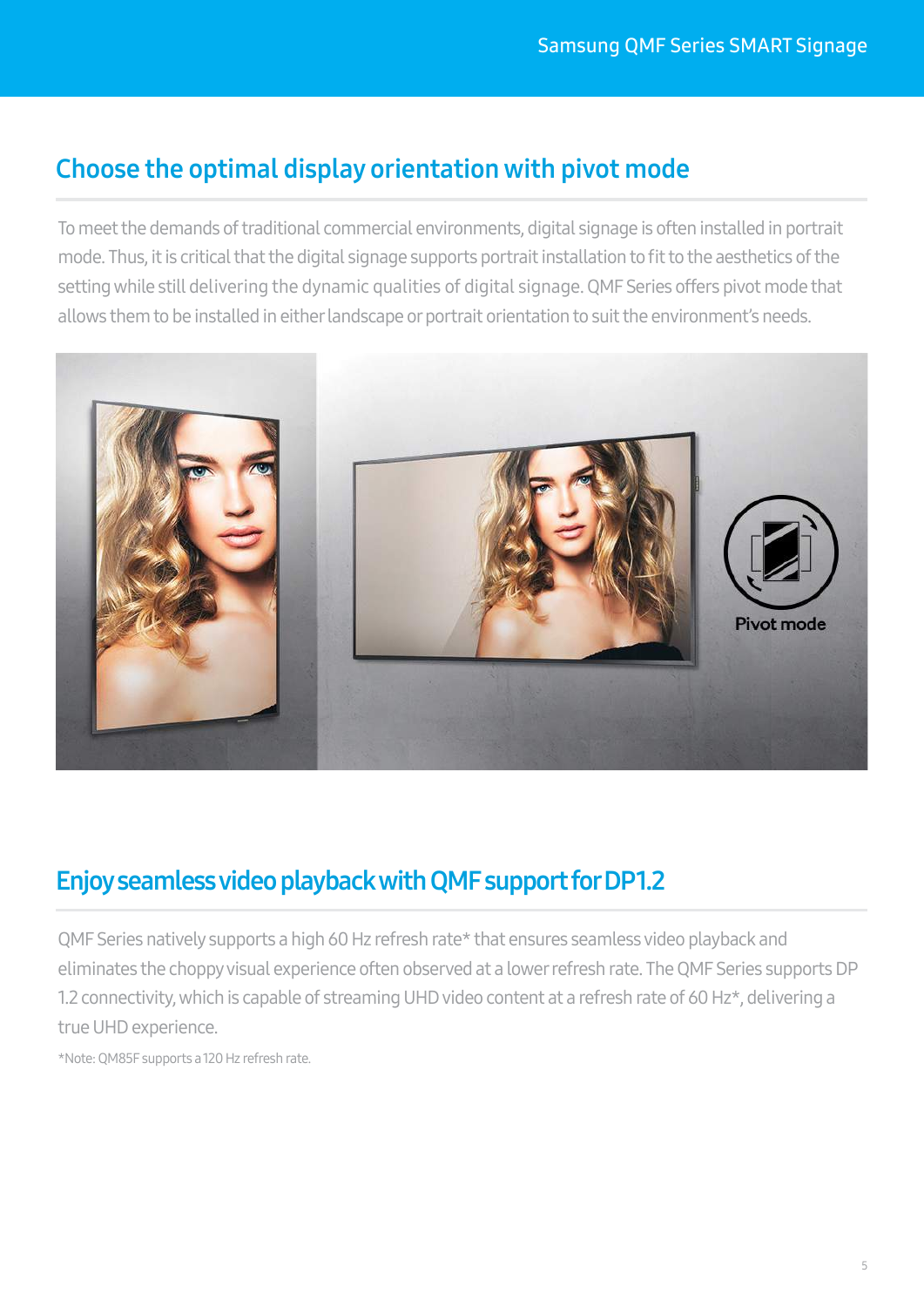## Choose the optimal display orientation with pivot mode

To meet the demands of traditional commercial environments, digital signage is often installed in portrait mode. Thus, it is critical that the digital signage supports portrait installation to fit to the aesthetics of the setting while still delivering the dynamic qualities of digital signage. QMF Series offers pivot mode that allows them to be installed in either landscape or portrait orientation to suit the environment's needs.

## Enjoy seamless video playback with QMF support for DP1.2

QMF Series natively supports a high 60 Hz refresh rate* that ensures seamless video playback and eliminates the choppy visual experience often observed at a lower refresh rate. The QMF Series supports DP 1.2 connectivity, which is capable of streaming UHD video content at a refresh rate of 60 Hz*, delivering a true UHD experience.

*Note: QM85F supports a 120 Hz refresh rate.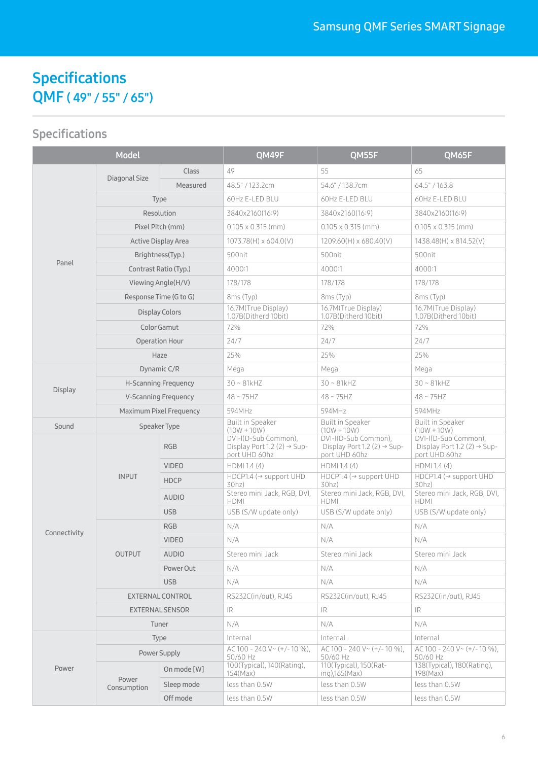# Specifications

## QMF ( 49" / 55" / 65")

## Specifications

| Model | | | QM49F | QM55F | QM65F |
|---|---|---|---|---|---|
| Panel | Diagonal Size | Class | 49 | 55 | 65 |
| | | Measured | 48.5" / 123.2cm | 54.6" / 138.7cm | 64.5" / 163.8 |
| | Type | | 60Hz E-LED BLU | 60Hz E-LED BLU | 60Hz E-LED BLU |
| | Resolution | | 3840x2160(16:9) | 3840x2160(16:9) | 3840x2160(16:9) |
| | Pixel Pitch (mm) | | 0.105 x 0.315 (mm) | 0.105 x 0.315 (mm) | 0.105 x 0.315 (mm) |
| | Active Display Area | | 1073.78(H) x 604.0(V) | 1209.60(H) x 680.40(V) | 1438.48(H) x 814.52(V) |
| | Brightness(Typ.) | | 500nit | 500nit | 500nit |
| | Contrast Ratio (Typ.) | | 4000:1 | 4000:1 | 4000:1 |
| | Viewing Angle(H/V) | | 178/178 | 178/178 | 178/178 |
| | Response Time (G to G) | | 8ms (Typ) | 8ms (Typ) | 8ms (Typ) |
| | Display Colors | | 16.7M(True Display) 1.07B(Ditherd 10bit) | 16.7M(True Display) 1.07B(Ditherd 10bit) | 16.7M(True Display) 1.07B(Ditherd 10bit) |
| | Color Gamut | | 72% | 72% | 72% |
| | Operation Hour | | 24/7 | 24/7 | 24/7 |
| | Haze | | 25% | 25% | 25% |
| Display | Dynamic C/R | | Mega | Mega | Mega |
| | H-Scanning Frequency | | 30 ~ 81kHZ | 30 ~ 81kHZ | 30 ~ 81kHZ |
| | V-Scanning Frequency | | 48 ~ 75HZ | 48 ~ 75HZ | 48 ~ 75HZ |
| | Maximum Pixel Frequency | | 594MHz | 594MHz | 594MHz |
| Sound | Speaker Type | | Built in Speaker (10W + 10W) | Built in Speaker (10W + 10W) | Built in Speaker (10W + 10W) |
| Connectivity | INPUT | RGB | DVI-I(D-Sub Common), Display Port 1.2 (2) → Support UHD 60hz | DVI-I(D-Sub Common), Display Port 1.2 (2) → Support UHD 60hz | DVI-I(D-Sub Common), Display Port 1.2 (2) → Support UHD 60hz |
| | | VIDEO | HDMI 1.4 (4) | HDMI 1.4 (4) | HDMI 1.4 (4) |
| | | HDCP | HDCP1.4 (→ support UHD 30hz) | HDCP1.4 (→ support UHD 30hz) | HDCP1.4 (→ support UHD 30hz) |
| | | AUDIO | Stereo mini Jack, RGB, DVI, HDMI | Stereo mini Jack, RGB, DVI, HDMI | Stereo mini Jack, RGB, DVI, HDMI |
| | | USB | USB (S/W update only) | USB (S/W update only) | USB (S/W update only) |
| | OUTPUT | RGB | N/A | N/A | N/A |
| | | VIDEO | N/A | N/A | N/A |
| | | AUDIO | Stereo mini Jack | Stereo mini Jack | Stereo mini Jack |
| | | Power Out | N/A | N/A | N/A |
| | | USB | N/A | N/A | N/A |
| | EXTERNAL CONTROL | | RS232C(in/out), RJ45 | RS232C(in/out), RJ45 | RS232C(in/out), RJ45 |
| | EXTERNAL SENSOR | | IR | IR | IR |
| | Tuner | | N/A | N/A | N/A |
| Power | Type | | Internal | Internal | Internal |
| | Power Supply | | AC 100 - 240 V~ (+/- 10 %), 50/60 Hz | AC 100 - 240 V~ (+/- 10 %), 50/60 Hz | AC 100 - 240 V~ (+/- 10 %), 50/60 Hz |
| | Power Consumption | On mode [W] | 100(Typical), 140(Rating), 154(Max) | 110(Typical), 150(Rating),165(Max) | 138(Typical), 180(Rating), 198(Max) |
| | | Sleep mode | less than 0.5W | less than 0.5W | less than 0.5W |
| | | Off mode | less than 0.5W | less than 0.5W | less than 0.5W |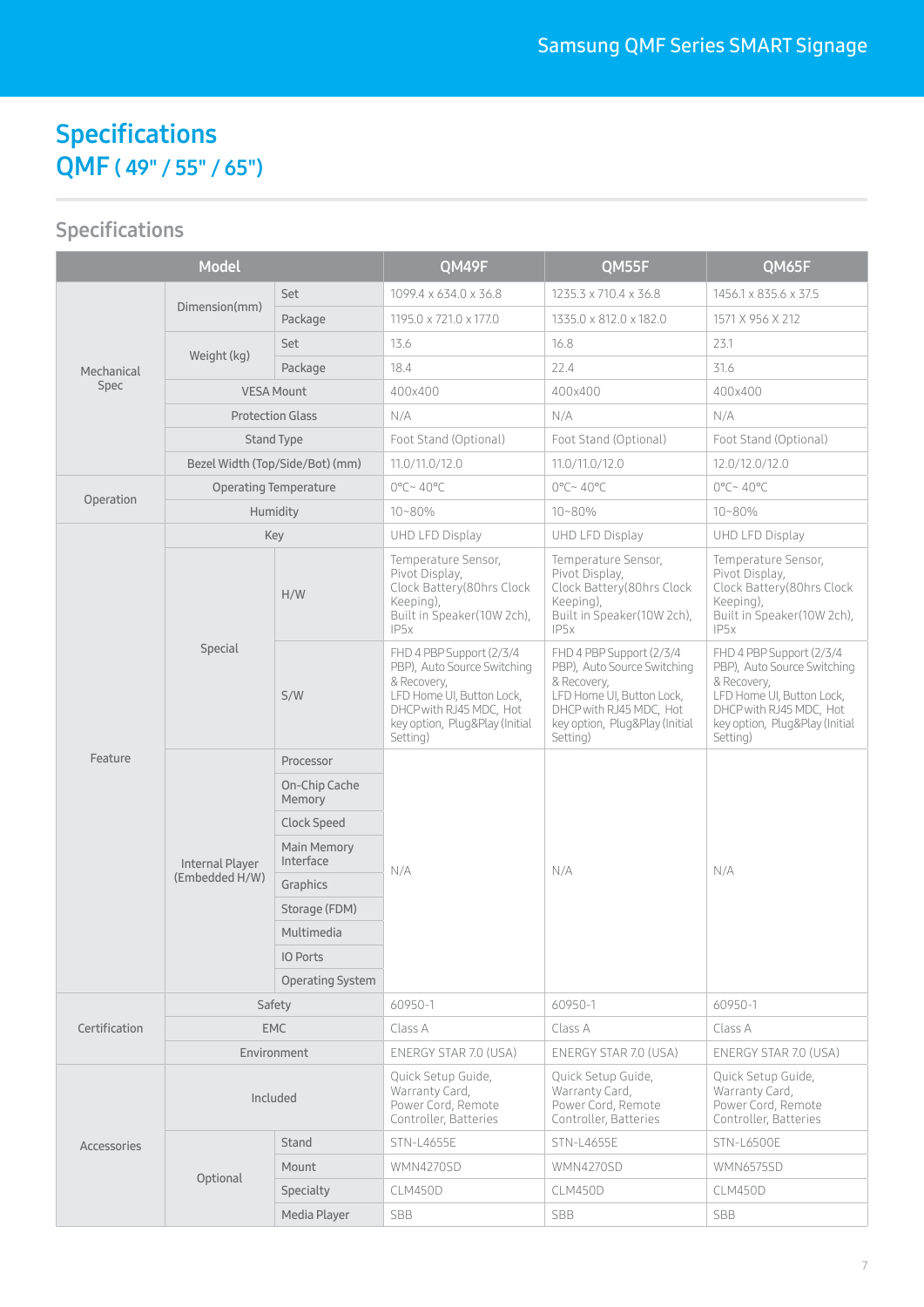# Specifications

## QMF ( 49" / 55" / 65")

### Specifications

| Model | | | QM49F | QM55F | QM65F |
|---|---|---|---|---|---|
| Mechanical Spec | Dimension(mm) | Set | 1099.4 x 634.0 x 36.8 | 1235.3 x 710.4 x 36.8 | 1456.1 x 835.6 x 37.5 |
| | | Package | 1195.0 x 721.0 x 177.0 | 1335.0 x 812.0 x 182.0 | 1571 X 956 X 212 |
| | Weight (kg) | Set | 13.6 | 16.8 | 23.1 |
| | | Package | 18.4 | 22.4 | 31.6 |
| | VESA Mount | | 400x400 | 400x400 | 400x400 |
| | Protection Glass | | N/A | N/A | N/A |
| | Stand Type | | Foot Stand (Optional) | Foot Stand (Optional) | Foot Stand (Optional) |
| | Bezel Width (Top/Side/Bot) (mm) | | 11.0/11.0/12.0 | 11.0/11.0/12.0 | 12.0/12.0/12.0 |
| Operation | Operating Temperature | | 0°C~ 40°C | 0°C~ 40°C | 0°C~ 40°C |
| | Humidity | | 10~80% | 10~80% | 10~80% |
| Feature | Key | | UHD LFD Display | UHD LFD Display | UHD LFD Display |
| | Special | H/W | Temperature Sensor, Pivot Display, Clock Battery(80hrs Clock Keeping), Built in Speaker(10W 2ch), IP5x | Temperature Sensor, Pivot Display, Clock Battery(80hrs Clock Keeping), Built in Speaker(10W 2ch), IP5x | Temperature Sensor, Pivot Display, Clock Battery(80hrs Clock Keeping), Built in Speaker(10W 2ch), IP5x |
| | | S/W | FHD 4 PBP Support (2/3/4 PBP), Auto Source Switching & Recovery, LFD Home UI, Button Lock, DHCP with RJ45 MDC, Hot key option, Plug&Play (Initial Setting) | FHD 4 PBP Support (2/3/4 PBP), Auto Source Switching & Recovery, LFD Home UI, Button Lock, DHCP with RJ45 MDC, Hot key option, Plug&Play (Initial Setting) | FHD 4 PBP Support (2/3/4 PBP), Auto Source Switching & Recovery, LFD Home UI, Button Lock, DHCP with RJ45 MDC, Hot key option, Plug&Play (Initial Setting) |
| | Internal Player (Embedded H/W) | Processor | N/A | N/A | N/A |
| | | On-Chip Cache Memory | | | |
| | | Clock Speed | | | |
| | | Main Memory Interface | | | |
| | | Graphics | | | |
| | | Storage (FDM) | | | |
| | | Multimedia | | | |
| | | IO Ports | | | |
| | | Operating System | | | |
| Certification | Safety | | 60950-1 | 60950-1 | 60950-1 |
| | EMC | | Class A | Class A | Class A |
| | Environment | | ENERGY STAR 7.0 (USA) | ENERGY STAR 7.0 (USA) | ENERGY STAR 7.0 (USA) |
| Accessories | Included | | Quick Setup Guide, Warranty Card, Power Cord, Remote Controller, Batteries | Quick Setup Guide, Warranty Card, Power Cord, Remote Controller, Batteries | Quick Setup Guide, Warranty Card, Power Cord, Remote Controller, Batteries |
| | Optional | Stand | STN-L4655E | STN-L4655E | STN-L6500E |
| | | Mount | WMN4270SD | WMN4270SD | WMN6575SD |
| | | Specialty | CLM450D | CLM450D | CLM450D |
| | | Media Player | SBB | SBB | SBB |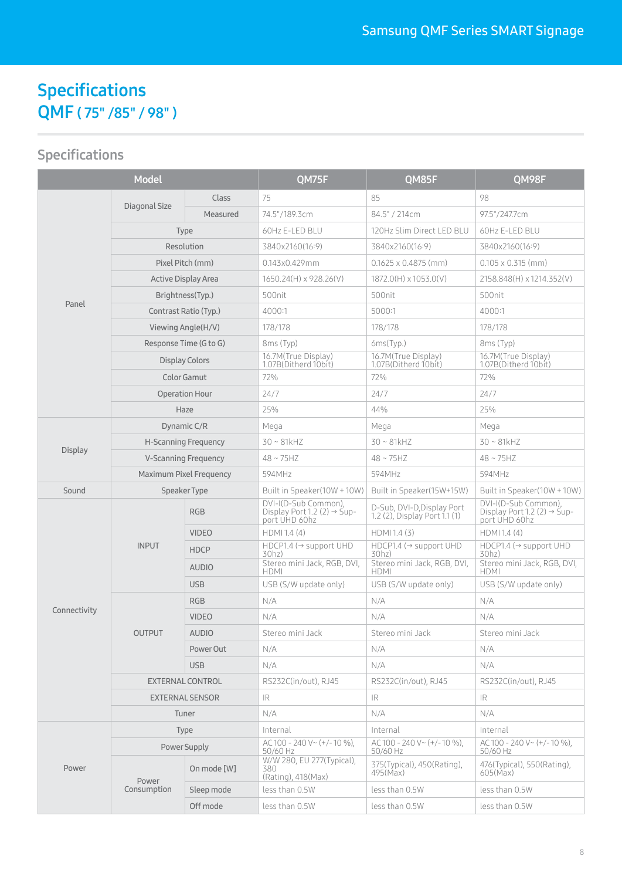# Specifications

## QMF ( 75" /85" / 98" )

### Specifications

| Model | | | QM75F | QM85F | QM98F |
|---|---|---|---|---|---|
| Panel | Diagonal Size | Class | 75 | 85 | 98 |
| | | Measured | 74.5"/189.3cm | 84.5" / 214cm | 97.5"/247.7cm |
| | Type | | 60Hz E-LED BLU | 120Hz Slim Direct LED BLU | 60Hz E-LED BLU |
| | Resolution | | 3840x2160(16:9) | 3840x2160(16:9) | 3840x2160(16:9) |
| | Pixel Pitch (mm) | | 0.143x0.429mm | 0.1625 x 0.4875 (mm) | 0.105 x 0.315 (mm) |
| | Active Display Area | | 1650.24(H) x 928.26(V) | 1872.0(H) x 1053.0(V) | 2158.848(H) x 1214.352(V) |
| | Brightness(Typ.) | | 500nit | 500nit | 500nit |
| | Contrast Ratio (Typ.) | | 4000:1 | 5000:1 | 4000:1 |
| | Viewing Angle(H/V) | | 178/178 | 178/178 | 178/178 |
| | Response Time (G to G) | | 8ms (Typ) | 6ms(Typ.) | 8ms (Typ) |
| | Display Colors | | 16.7M(True Display) 1.07B(Ditherd 10bit) | 16.7M(True Display) 1.07B(Ditherd 10bit) | 16.7M(True Display) 1.07B(Ditherd 10bit) |
| | Color Gamut | | 72% | 72% | 72% |
| | Operation Hour | | 24/7 | 24/7 | 24/7 |
| | Haze | | 25% | 44% | 25% |
| Display | Dynamic C/R | | Mega | Mega | Mega |
| | H-Scanning Frequency | | 30 ~ 81kHZ | 30 ~ 81kHZ | 30 ~ 81kHZ |
| | V-Scanning Frequency | | 48 ~ 75HZ | 48 ~ 75HZ | 48 ~ 75HZ |
| | Maximum Pixel Frequency | | 594MHz | 594MHz | 594MHz |
| Sound | Speaker Type | | Built in Speaker(10W + 10W) | Built in Speaker(15W+15W) | Built in Speaker(10W + 10W) |
| Connectivity | INPUT | RGB | DVI-I(D-Sub Common), Display Port 1.2 (2) → Support UHD 60hz | D-Sub, DVI-D,Display Port 1.2 (2), Display Port 1.1 (1) | DVI-I(D-Sub Common), Display Port 1.2 (2) → Support UHD 60hz |
| | | VIDEO | HDMI 1.4 (4) | HDMI 1.4 (3) | HDMI 1.4 (4) |
| | | HDCP | HDCP1.4 (→ support UHD 30hz) | HDCP1.4 (→ support UHD 30hz) | HDCP1.4 (→ support UHD 30hz) |
| | | AUDIO | Stereo mini Jack, RGB, DVI, HDMI | Stereo mini Jack, RGB, DVI, HDMI | Stereo mini Jack, RGB, DVI, HDMI |
| | | USB | USB (S/W update only) | USB (S/W update only) | USB (S/W update only) |
| | OUTPUT | RGB | N/A | N/A | N/A |
| | | VIDEO | N/A | N/A | N/A |
| | | AUDIO | Stereo mini Jack | Stereo mini Jack | Stereo mini Jack |
| | | Power Out | N/A | N/A | N/A |
| | | USB | N/A | N/A | N/A |
| | EXTERNAL CONTROL | | RS232C(in/out), RJ45 | RS232C(in/out), RJ45 | RS232C(in/out), RJ45 |
| | EXTERNAL SENSOR | | IR | IR | IR |
| | Tuner | | N/A | N/A | N/A |
| Power | Type | | Internal | Internal | Internal |
| | Power Supply | | AC 100 - 240 V~ (+/- 10 %), 50/60 Hz | AC 100 - 240 V~ (+/- 10 %), 50/60 Hz | AC 100 - 240 V~ (+/- 10 %), 50/60 Hz |
| | Power Consumption | On mode [W] | W/W 280, EU 277(Typical), 380 (Rating), 418(Max) | 375(Typical), 450(Rating), 495(Max) | 476(Typical), 550(Rating), 605(Max) |
| | | Sleep mode | less than 0.5W | less than 0.5W | less than 0.5W |
| | | Off mode | less than 0.5W | less than 0.5W | less than 0.5W |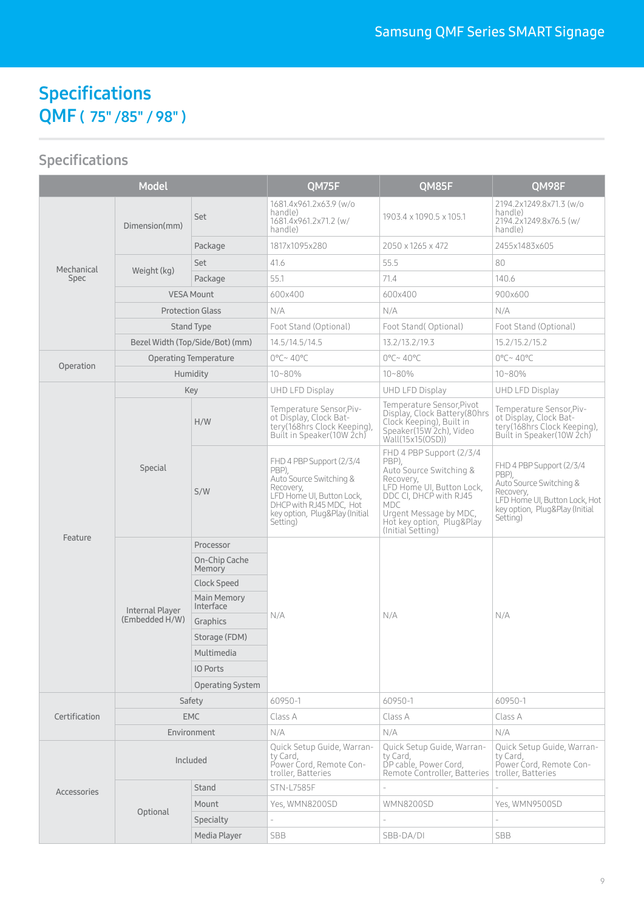# Specifications

## QMF ( 75" /85" / 98" )

## Specifications

| Model | | | QM75F | QM85F | QM98F |
|---|---|---|---|---|---|
| Mechanical Spec | Dimension(mm) | Set | 1681.4x961.2x63.9 (w/o handle)<br>1681.4x961.2x71.2 (w/ handle) | 1903.4 x 1090.5 x 105.1 | 2194.2x1249.8x71.3 (w/o handle)<br>2194.2x1249.8x76.5 (w/ handle) |
| | | Package | 1817x1095x280 | 2050 x 1265 x 472 | 2455x1483x605 |
| | Weight (kg) | Set | 41.6 | 55.5 | 80 |
| | | Package | 55.1 | 71.4 | 140.6 |
| | VESA Mount | | 600x400 | 600x400 | 900x600 |
| | Protection Glass | | N/A | N/A | N/A |
| | Stand Type | | Foot Stand (Optional) | Foot Stand( Optional) | Foot Stand (Optional) |
| | Bezel Width (Top/Side/Bot) (mm) | | 14.5/14.5/14.5 | 13.2/13.2/19.3 | 15.2/15.2/15.2 |
| Operation | Operating Temperature | | 0°C~ 40°C | 0°C~ 40°C | 0°C~ 40°C |
| | Humidity | | 10~80% | 10~80% | 10~80% |
| Feature | Key | | UHD LFD Display | UHD LFD Display | UHD LFD Display |
| | Special | H/W | Temperature Sensor,Pivot Display, Clock Battery(168hrs Clock Keeping), Built in Speaker(10W 2ch) | Temperature Sensor,Pivot Display, Clock Battery(80hrs Clock Keeping), Built in Speaker(15W 2ch), Video Wall(15x15(OSD)) | Temperature Sensor,Pivot Display, Clock Battery(168hrs Clock Keeping), Built in Speaker(10W 2ch) |
| | | S/W | FHD 4 PBP Support (2/3/4 PBP),<br>Auto Source Switching & Recovery,<br>LFD Home UI, Button Lock, DHCP with RJ45 MDC, Hot key option, Plug&Play (Initial Setting) | FHD 4 PBP Support (2/3/4 PBP),<br>Auto Source Switching & Recovery,<br>LFD Home UI, Button Lock, DDC CI, DHCP with RJ45 MDC<br>Urgent Message by MDC, Hot key option, Plug&Play (Initial Setting) | FHD 4 PBP Support (2/3/4 PBP),<br>Auto Source Switching & Recovery,<br>LFD Home UI, Button Lock, Hot key option, Plug&Play (Initial Setting) |
| | Internal Player (Embedded H/W) | Processor | N/A | N/A | N/A |
| | | On-Chip Cache Memory | | | |
| | | Clock Speed | | | |
| | | Main Memory Interface | | | |
| | | Graphics | | | |
| | | Storage (FDM) | | | |
| | | Multimedia | | | |
| | | IO Ports | | | |
| | | Operating System | | | |
| Certification | Safety | | 60950-1 | 60950-1 | 60950-1 |
| | EMC | | Class A | Class A | Class A |
| | Environment | | N/A | N/A | N/A |
| Accessories | Included | | Quick Setup Guide, Warranty Card,<br>Power Cord, Remote Controller, Batteries | Quick Setup Guide, Warranty Card,<br>DP cable, Power Cord, Remote Controller, Batteries | Quick Setup Guide, Warranty Card,<br>Power Cord, Remote Controller, Batteries |
| | Optional | Stand | STN-L7585F | - | - |
| | | Mount | Yes, WMN8200SD | WMN8200SD | Yes, WMN9500SD |
| | | Specialty | - | - | - |
| | | Media Player | SBB | SBB-DA/DI | SBB |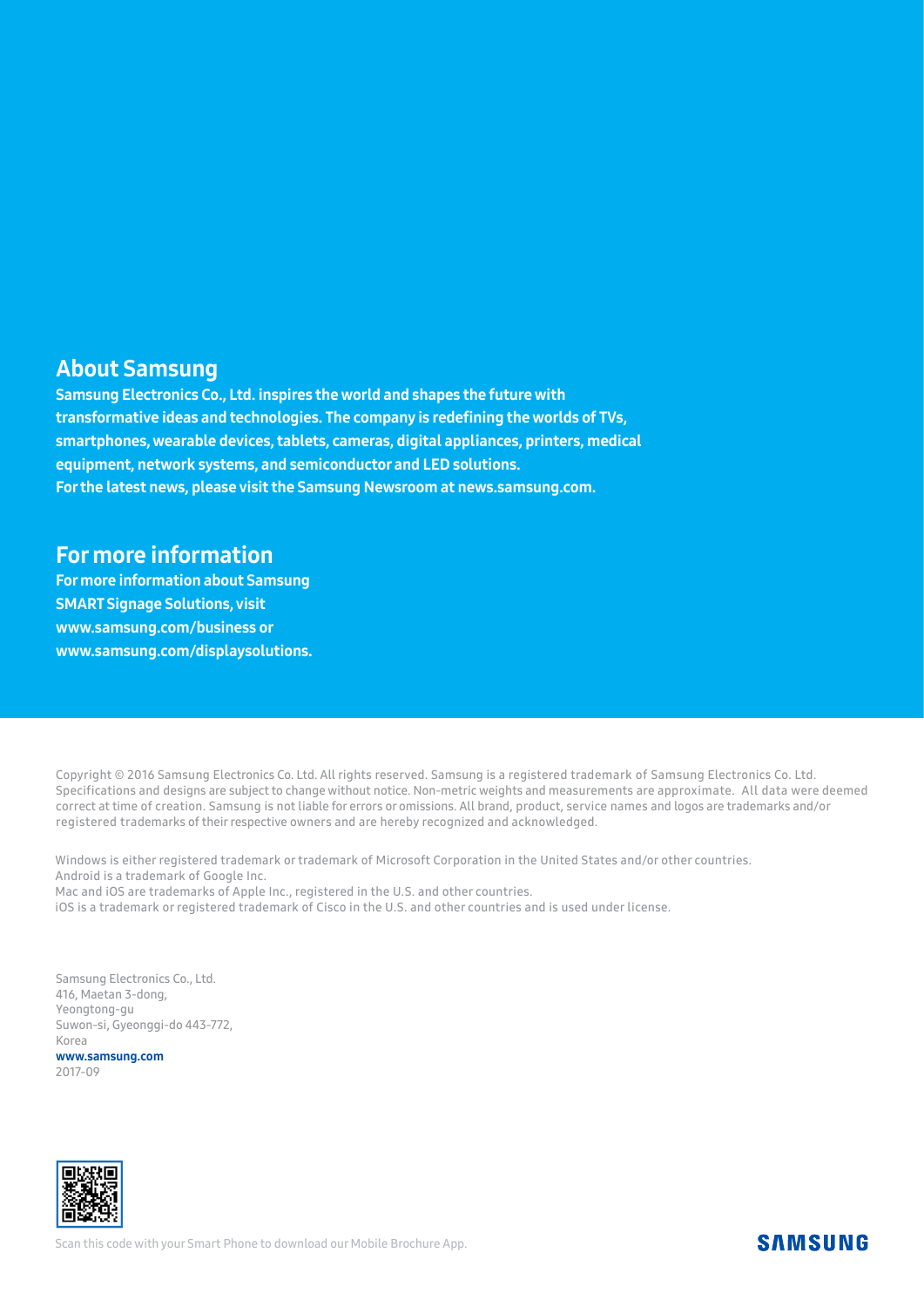## About Samsung

**Samsung Electronics Co., Ltd. inspires the world and shapes the future with transformative ideas and technologies. The company is redefining the worlds of TVs, smartphones, wearable devices, tablets, cameras, digital appliances, printers, medical equipment, network systems, and semiconductor and LED solutions. For the latest news, please visit the Samsung Newsroom at news.samsung.com.**

## For more information

**For more information about Samsung SMART Signage Solutions, visit www.samsung.com/business or www.samsung.com/displaysolutions.**

Copyright © 2016 Samsung Electronics Co. Ltd. All rights reserved. Samsung is a registered trademark of Samsung Electronics Co. Ltd. Specifications and designs are subject to change without notice. Non-metric weights and measurements are approximate. All data were deemed correct at time of creation. Samsung is not liable for errors or omissions. All brand, product, service names and logos are trademarks and/or registered trademarks of their respective owners and are hereby recognized and acknowledged.

Windows is either registered trademark or trademark of Microsoft Corporation in the United States and/or other countries.
Android is a trademark of Google Inc.
Mac and iOS are trademarks of Apple Inc., registered in the U.S. and other countries.
iOS is a trademark or registered trademark of Cisco in the U.S. and other countries and is used under license.

Samsung Electronics Co., Ltd.
416, Maetan 3-dong,
Yeongtong-gu
Suwon-si, Gyeonggi-do 443-772,
Korea
**www.samsung.com**
2017-09

Scan this code with your Smart Phone to download our Mobile Brochure App.

SAMSUNG